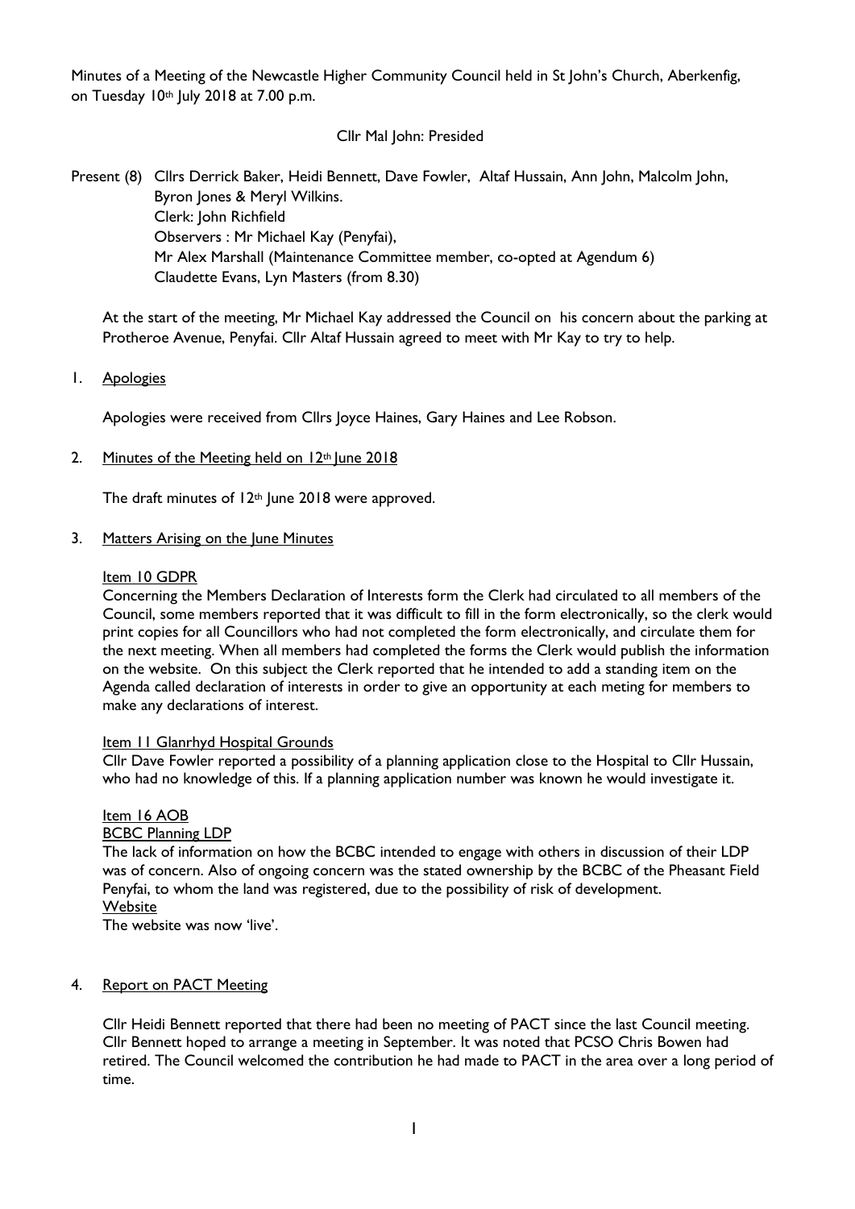Minutes of a Meeting of the Newcastle Higher Community Council held in St John's Church, Aberkenfig, on Tuesday 10th July 2018 at 7.00 p.m.

Cllr Mal John: Presided

Present (8) Cllrs Derrick Baker, Heidi Bennett, Dave Fowler, Altaf Hussain, Ann John, Malcolm John, Byron Jones & Meryl Wilkins.
Clerk: John Richfield
Observers : Mr Michael Kay (Penyfai),
Mr Alex Marshall (Maintenance Committee member, co-opted at Agendum 6)
Claudette Evans, Lyn Masters (from 8.30)

At the start of the meeting, Mr Michael Kay addressed the Council on his concern about the parking at Protheroe Avenue, Penyfai. Cllr Altaf Hussain agreed to meet with Mr Kay to try to help.

1. Apologies

Apologies were received from Cllrs Joyce Haines, Gary Haines and Lee Robson.

2. Minutes of the Meeting held on 12th June 2018

The draft minutes of 12th June 2018 were approved.

3. Matters Arising on the June Minutes

Item 10 GDPR
Concerning the Members Declaration of Interests form the Clerk had circulated to all members of the Council, some members reported that it was difficult to fill in the form electronically, so the clerk would print copies for all Councillors who had not completed the form electronically, and circulate them for the next meeting. When all members had completed the forms the Clerk would publish the information on the website. On this subject the Clerk reported that he intended to add a standing item on the Agenda called declaration of interests in order to give an opportunity at each meting for members to make any declarations of interest.

Item 11 Glanrhyd Hospital Grounds
Cllr Dave Fowler reported a possibility of a planning application close to the Hospital to Cllr Hussain, who had no knowledge of this. If a planning application number was known he would investigate it.

Item 16 AOB
BCBC Planning LDP
The lack of information on how the BCBC intended to engage with others in discussion of their LDP was of concern. Also of ongoing concern was the stated ownership by the BCBC of the Pheasant Field Penyfai, to whom the land was registered, due to the possibility of risk of development.
Website
The website was now 'live'.

4. Report on PACT Meeting

Cllr Heidi Bennett reported that there had been no meeting of PACT since the last Council meeting. Cllr Bennett hoped to arrange a meeting in September. It was noted that PCSO Chris Bowen had retired. The Council welcomed the contribution he had made to PACT in the area over a long period of time.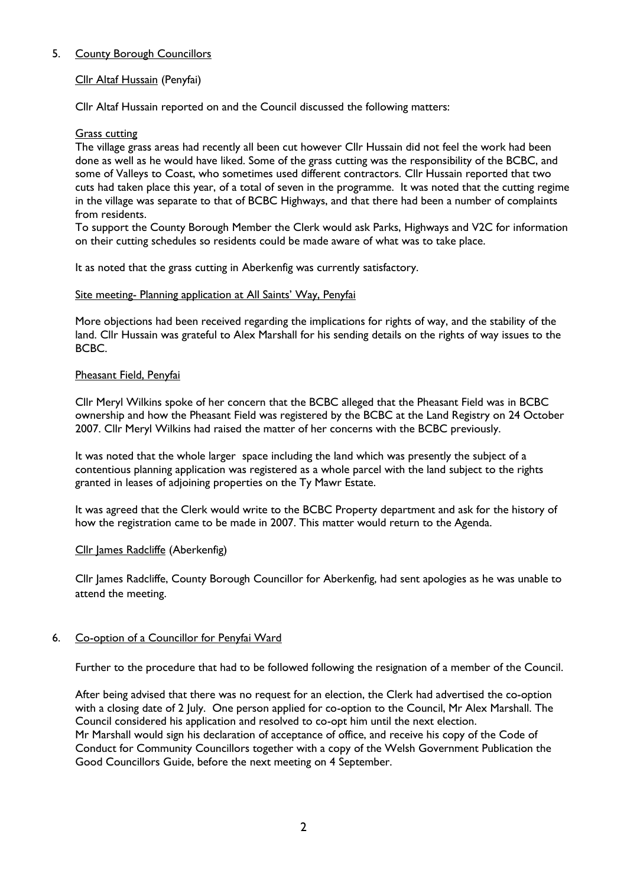## 5. County Borough Councillors

### Cllr Altaf Hussain (Penyfai)

Cllr Altaf Hussain reported on and the Council discussed the following matters:

#### Grass cutting

The village grass areas had recently all been cut however Cllr Hussain did not feel the work had been done as well as he would have liked. Some of the grass cutting was the responsibility of the BCBC, and some of Valleys to Coast, who sometimes used different contractors. Cllr Hussain reported that two cuts had taken place this year, of a total of seven in the programme. It was noted that the cutting regime in the village was separate to that of BCBC Highways, and that there had been a number of complaints from residents.
To support the County Borough Member the Clerk would ask Parks, Highways and V2C for information on their cutting schedules so residents could be made aware of what was to take place.

It as noted that the grass cutting in Aberkenfig was currently satisfactory.

#### Site meeting- Planning application at All Saints' Way, Penyfai

More objections had been received regarding the implications for rights of way, and the stability of the land. Cllr Hussain was grateful to Alex Marshall for his sending details on the rights of way issues to the BCBC.

#### Pheasant Field, Penyfai

Cllr Meryl Wilkins spoke of her concern that the BCBC alleged that the Pheasant Field was in BCBC ownership and how the Pheasant Field was registered by the BCBC at the Land Registry on 24 October 2007. Cllr Meryl Wilkins had raised the matter of her concerns with the BCBC previously.

It was noted that the whole larger space including the land which was presently the subject of a contentious planning application was registered as a whole parcel with the land subject to the rights granted in leases of adjoining properties on the Ty Mawr Estate.

It was agreed that the Clerk would write to the BCBC Property department and ask for the history of how the registration came to be made in 2007. This matter would return to the Agenda.

### Cllr James Radcliffe (Aberkenfig)

Cllr James Radcliffe, County Borough Councillor for Aberkenfig, had sent apologies as he was unable to attend the meeting.

## 6. Co-option of a Councillor for Penyfai Ward

Further to the procedure that had to be followed following the resignation of a member of the Council.

After being advised that there was no request for an election, the Clerk had advertised the co-option with a closing date of 2 July. One person applied for co-option to the Council, Mr Alex Marshall. The Council considered his application and resolved to co-opt him until the next election.
Mr Marshall would sign his declaration of acceptance of office, and receive his copy of the Code of Conduct for Community Councillors together with a copy of the Welsh Government Publication the Good Councillors Guide, before the next meeting on 4 September.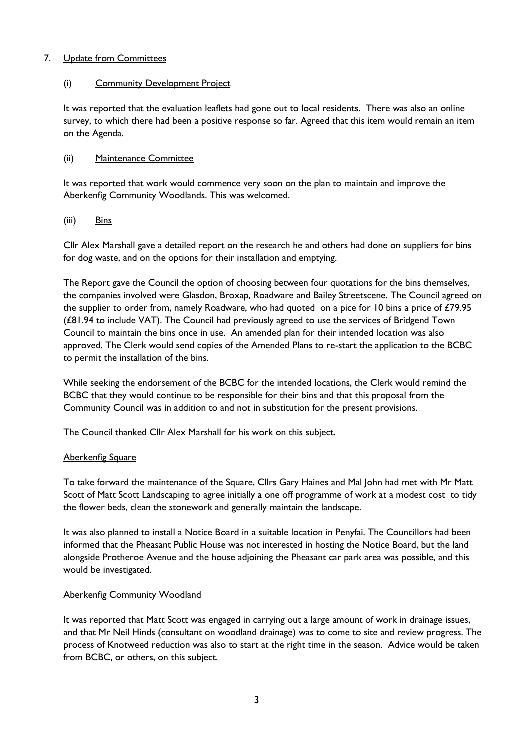## 7. Update from Committees

### (i) Community Development Project

It was reported that the evaluation leaflets had gone out to local residents. There was also an online survey, to which there had been a positive response so far. Agreed that this item would remain an item on the Agenda.

### (ii) Maintenance Committee

It was reported that work would commence very soon on the plan to maintain and improve the Aberkenfig Community Woodlands. This was welcomed.

### (iii) Bins

Cllr Alex Marshall gave a detailed report on the research he and others had done on suppliers for bins for dog waste, and on the options for their installation and emptying.

The Report gave the Council the option of choosing between four quotations for the bins themselves, the companies involved were Glasdon, Broxap, Roadware and Bailey Streetscene. The Council agreed on the supplier to order from, namely Roadware, who had quoted on a pice for 10 bins a price of £79.95 (£81.94 to include VAT). The Council had previously agreed to use the services of Bridgend Town Council to maintain the bins once in use. An amended plan for their intended location was also approved. The Clerk would send copies of the Amended Plans to re-start the application to the BCBC to permit the installation of the bins.

While seeking the endorsement of the BCBC for the intended locations, the Clerk would remind the BCBC that they would continue to be responsible for their bins and that this proposal from the Community Council was in addition to and not in substitution for the present provisions.

The Council thanked Cllr Alex Marshall for his work on this subject.

### Aberkenfig Square

To take forward the maintenance of the Square, Cllrs Gary Haines and Mal John had met with Mr Matt Scott of Matt Scott Landscaping to agree initially a one off programme of work at a modest cost to tidy the flower beds, clean the stonework and generally maintain the landscape.

It was also planned to install a Notice Board in a suitable location in Penyfai. The Councillors had been informed that the Pheasant Public House was not interested in hosting the Notice Board, but the land alongside Protheroe Avenue and the house adjoining the Pheasant car park area was possible, and this would be investigated.

### Aberkenfig Community Woodland

It was reported that Matt Scott was engaged in carrying out a large amount of work in drainage issues, and that Mr Neil Hinds (consultant on woodland drainage) was to come to site and review progress. The process of Knotweed reduction was also to start at the right time in the season. Advice would be taken from BCBC, or others, on this subject.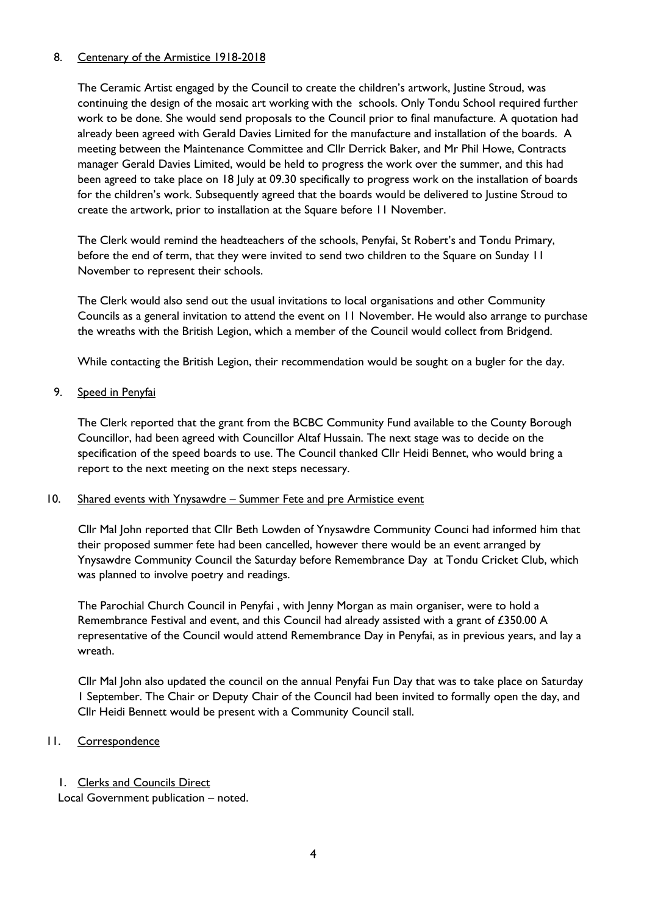8. <u>Centenary of the Armistice 1918-2018</u>

   The Ceramic Artist engaged by the Council to create the children's artwork, Justine Stroud, was continuing the design of the mosaic art working with the schools. Only Tondu School required further work to be done. She would send proposals to the Council prior to final manufacture. A quotation had already been agreed with Gerald Davies Limited for the manufacture and installation of the boards. A meeting between the Maintenance Committee and Cllr Derrick Baker, and Mr Phil Howe, Contracts manager Gerald Davies Limited, would be held to progress the work over the summer, and this had been agreed to take place on 18 July at 09.30 specifically to progress work on the installation of boards for the children's work. Subsequently agreed that the boards would be delivered to Justine Stroud to create the artwork, prior to installation at the Square before 11 November.

   The Clerk would remind the headteachers of the schools, Penyfai, St Robert's and Tondu Primary, before the end of term, that they were invited to send two children to the Square on Sunday 11 November to represent their schools.

   The Clerk would also send out the usual invitations to local organisations and other Community Councils as a general invitation to attend the event on 11 November. He would also arrange to purchase the wreaths with the British Legion, which a member of the Council would collect from Bridgend.

   While contacting the British Legion, their recommendation would be sought on a bugler for the day.

9. <u>Speed in Penyfai</u>

   The Clerk reported that the grant from the BCBC Community Fund available to the County Borough Councillor, had been agreed with Councillor Altaf Hussain. The next stage was to decide on the specification of the speed boards to use. The Council thanked Cllr Heidi Bennet, who would bring a report to the next meeting on the next steps necessary.

10. <u>Shared events with Ynysawdre – Summer Fete and pre Armistice event</u>

    Cllr Mal John reported that Cllr Beth Lowden of Ynysawdre Community Counci had informed him that their proposed summer fete had been cancelled, however there would be an event arranged by Ynysawdre Community Council the Saturday before Remembrance Day at Tondu Cricket Club, which was planned to involve poetry and readings.

    The Parochial Church Council in Penyfai , with Jenny Morgan as main organiser, were to hold a Remembrance Festival and event, and this Council had already assisted with a grant of £350.00 A representative of the Council would attend Remembrance Day in Penyfai, as in previous years, and lay a wreath.

    Cllr Mal John also updated the council on the annual Penyfai Fun Day that was to take place on Saturday 1 September. The Chair or Deputy Chair of the Council had been invited to formally open the day, and Cllr Heidi Bennett would be present with a Community Council stall.

11. <u>Correspondence</u>

    1. <u>Clerks and Councils Direct</u>

    Local Government publication – noted.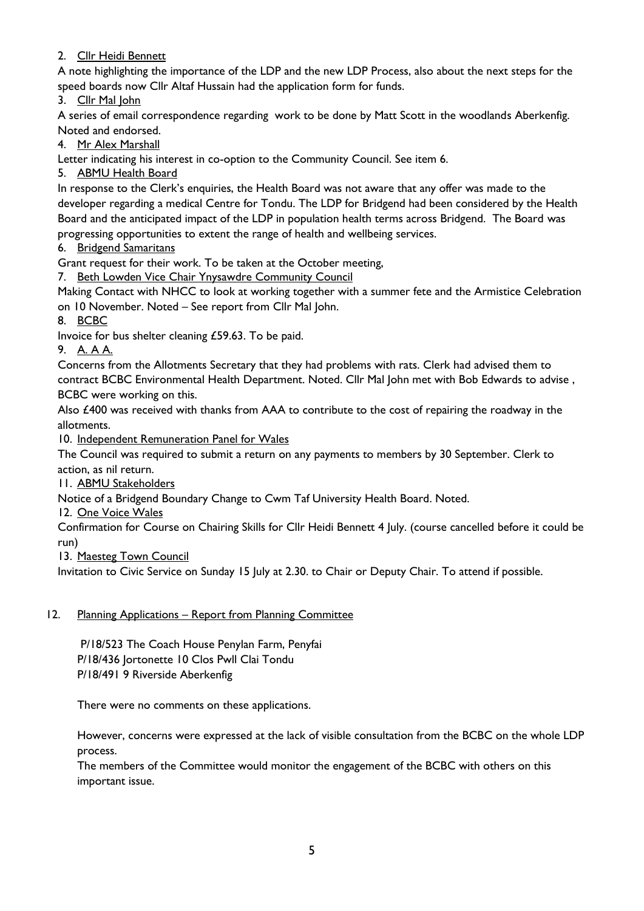2. Cllr Heidi Bennett

A note highlighting the importance of the LDP and the new LDP Process, also about the next steps for the speed boards now Cllr Altaf Hussain had the application form for funds.

3. Cllr Mal John

A series of email correspondence regarding work to be done by Matt Scott in the woodlands Aberkenfig. Noted and endorsed.

4. Mr Alex Marshall

Letter indicating his interest in co-option to the Community Council. See item 6.

5. ABMU Health Board

In response to the Clerk's enquiries, the Health Board was not aware that any offer was made to the developer regarding a medical Centre for Tondu. The LDP for Bridgend had been considered by the Health Board and the anticipated impact of the LDP in population health terms across Bridgend. The Board was progressing opportunities to extent the range of health and wellbeing services.

6. Bridgend Samaritans

Grant request for their work. To be taken at the October meeting,

7. Beth Lowden Vice Chair Ynysawdre Community Council

Making Contact with NHCC to look at working together with a summer fete and the Armistice Celebration on 10 November. Noted – See report from Cllr Mal John.

8. BCBC

Invoice for bus shelter cleaning £59.63. To be paid.

9. A. A A.

Concerns from the Allotments Secretary that they had problems with rats. Clerk had advised them to contract BCBC Environmental Health Department. Noted. Cllr Mal John met with Bob Edwards to advise , BCBC were working on this.

Also £400 was received with thanks from AAA to contribute to the cost of repairing the roadway in the allotments.

10. Independent Remuneration Panel for Wales

The Council was required to submit a return on any payments to members by 30 September. Clerk to action, as nil return.

11. ABMU Stakeholders

Notice of a Bridgend Boundary Change to Cwm Taf University Health Board. Noted.

12. One Voice Wales

Confirmation for Course on Chairing Skills for Cllr Heidi Bennett 4 July. (course cancelled before it could be run)

13. Maesteg Town Council

Invitation to Civic Service on Sunday 15 July at 2.30. to Chair or Deputy Chair. To attend if possible.

12. Planning Applications – Report from Planning Committee

P/18/523 The Coach House Penylan Farm, Penyfai
P/18/436 Jortonette 10 Clos Pwll Clai Tondu
P/18/491 9 Riverside Aberkenfig

There were no comments on these applications.

However, concerns were expressed at the lack of visible consultation from the BCBC on the whole LDP process.

The members of the Committee would monitor the engagement of the BCBC with others on this important issue.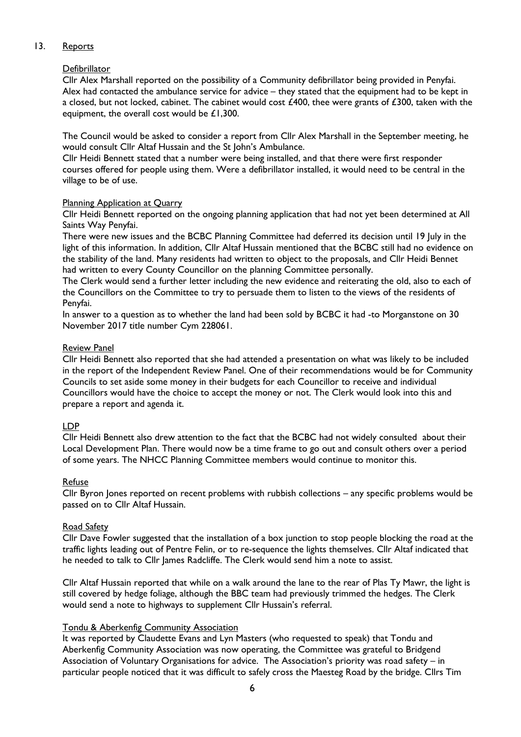## 13. Reports

### Defibrillator

Cllr Alex Marshall reported on the possibility of a Community defibrillator being provided in Penyfai. Alex had contacted the ambulance service for advice – they stated that the equipment had to be kept in a closed, but not locked, cabinet. The cabinet would cost £400, thee were grants of £300, taken with the equipment, the overall cost would be £1,300.

The Council would be asked to consider a report from Cllr Alex Marshall in the September meeting, he would consult Cllr Altaf Hussain and the St John's Ambulance.

Cllr Heidi Bennett stated that a number were being installed, and that there were first responder courses offered for people using them. Were a defibrillator installed, it would need to be central in the village to be of use.

### Planning Application at Quarry

Cllr Heidi Bennett reported on the ongoing planning application that had not yet been determined at All Saints Way Penyfai.

There were new issues and the BCBC Planning Committee had deferred its decision until 19 July in the light of this information. In addition, Cllr Altaf Hussain mentioned that the BCBC still had no evidence on the stability of the land. Many residents had written to object to the proposals, and Cllr Heidi Bennet had written to every County Councillor on the planning Committee personally.

The Clerk would send a further letter including the new evidence and reiterating the old, also to each of the Councillors on the Committee to try to persuade them to listen to the views of the residents of Penyfai.

In answer to a question as to whether the land had been sold by BCBC it had -to Morganstone on 30 November 2017 title number Cym 228061.

### Review Panel

Cllr Heidi Bennett also reported that she had attended a presentation on what was likely to be included in the report of the Independent Review Panel. One of their recommendations would be for Community Councils to set aside some money in their budgets for each Councillor to receive and individual Councillors would have the choice to accept the money or not. The Clerk would look into this and prepare a report and agenda it.

### LDP

Cllr Heidi Bennett also drew attention to the fact that the BCBC had not widely consulted about their Local Development Plan. There would now be a time frame to go out and consult others over a period of some years. The NHCC Planning Committee members would continue to monitor this.

### Refuse

Cllr Byron Jones reported on recent problems with rubbish collections – any specific problems would be passed on to Cllr Altaf Hussain.

### Road Safety

Cllr Dave Fowler suggested that the installation of a box junction to stop people blocking the road at the traffic lights leading out of Pentre Felin, or to re-sequence the lights themselves. Cllr Altaf indicated that he needed to talk to Cllr James Radcliffe. The Clerk would send him a note to assist.

Cllr Altaf Hussain reported that while on a walk around the lane to the rear of Plas Ty Mawr, the light is still covered by hedge foliage, although the BBC team had previously trimmed the hedges. The Clerk would send a note to highways to supplement Cllr Hussain's referral.

### Tondu & Aberkenfig Community Association

It was reported by Claudette Evans and Lyn Masters (who requested to speak) that Tondu and Aberkenfig Community Association was now operating, the Committee was grateful to Bridgend Association of Voluntary Organisations for advice. The Association's priority was road safety – in particular people noticed that it was difficult to safely cross the Maesteg Road by the bridge. Cllrs Tim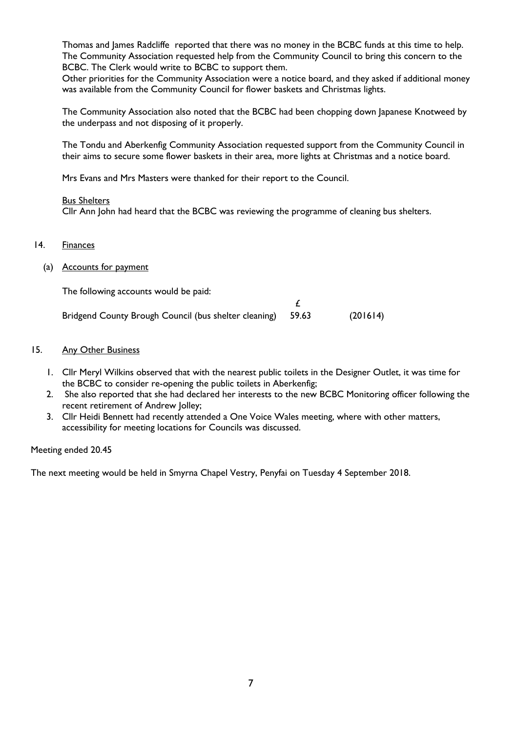Thomas and James Radcliffe reported that there was no money in the BCBC funds at this time to help. The Community Association requested help from the Community Council to bring this concern to the BCBC. The Clerk would write to BCBC to support them.
Other priorities for the Community Association were a notice board, and they asked if additional money was available from the Community Council for flower baskets and Christmas lights.

The Community Association also noted that the BCBC had been chopping down Japanese Knotweed by the underpass and not disposing of it properly.

The Tondu and Aberkenfig Community Association requested support from the Community Council in their aims to secure some flower baskets in their area, more lights at Christmas and a notice board.

Mrs Evans and Mrs Masters were thanked for their report to the Council.

Bus Shelters

Cllr Ann John had heard that the BCBC was reviewing the programme of cleaning bus shelters.

14. Finances

(a) Accounts for payment

The following accounts would be paid:

| | | |
|---|---|---|
| | £ | |
| Bridgend County Brough Council (bus shelter cleaning) | 59.63 | (201614) |

15. Any Other Business

1. Cllr Meryl Wilkins observed that with the nearest public toilets in the Designer Outlet, it was time for the BCBC to consider re-opening the public toilets in Aberkenfig;
2. She also reported that she had declared her interests to the new BCBC Monitoring officer following the recent retirement of Andrew Jolley;
3. Cllr Heidi Bennett had recently attended a One Voice Wales meeting, where with other matters, accessibility for meeting locations for Councils was discussed.

Meeting ended 20.45

The next meeting would be held in Smyrna Chapel Vestry, Penyfai on Tuesday 4 September 2018.